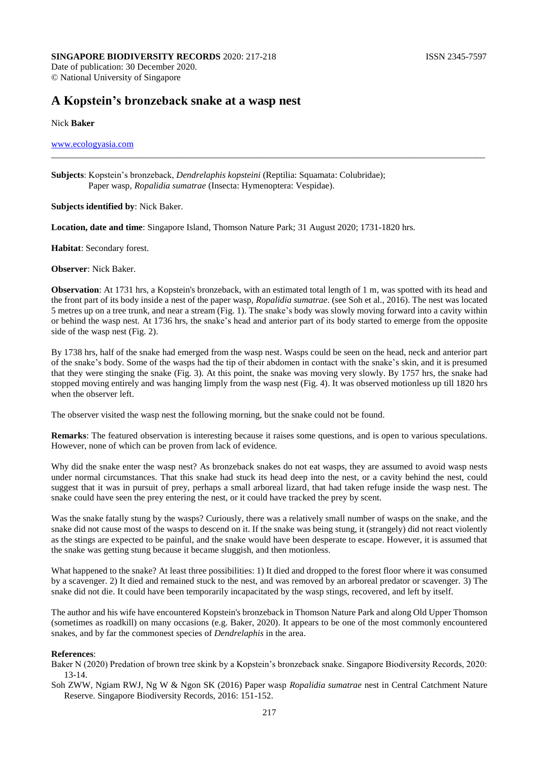**SINGAPORE BIODIVERSITY RECORDS** 2020: 217-218

ISSN 2345-7597

Date of publication: 30 December 2020.
© National University of Singapore

# A Kopstein's bronzeback snake at a wasp nest

Nick **Baker**

www.ecologyasia.com

---

**Subjects**: Kopstein's bronzeback, *Dendrelaphis kopsteini* (Reptilia: Squamata: Colubridae);
Paper wasp, *Ropalidia sumatrae* (Insecta: Hymenoptera: Vespidae).

**Subjects identified by**: Nick Baker.

**Location, date and time**: Singapore Island, Thomson Nature Park; 31 August 2020; 1731-1820 hrs.

**Habitat**: Secondary forest.

**Observer**: Nick Baker.

**Observation**: At 1731 hrs, a Kopstein's bronzeback, with an estimated total length of 1 m, was spotted with its head and the front part of its body inside a nest of the paper wasp, *Ropalidia sumatrae*. (see Soh et al., 2016). The nest was located 5 metres up on a tree trunk, and near a stream (Fig. 1). The snake's body was slowly moving forward into a cavity within or behind the wasp nest. At 1736 hrs, the snake's head and anterior part of its body started to emerge from the opposite side of the wasp nest (Fig. 2).

By 1738 hrs, half of the snake had emerged from the wasp nest. Wasps could be seen on the head, neck and anterior part of the snake's body. Some of the wasps had the tip of their abdomen in contact with the snake's skin, and it is presumed that they were stinging the snake (Fig. 3). At this point, the snake was moving very slowly. By 1757 hrs, the snake had stopped moving entirely and was hanging limply from the wasp nest (Fig. 4). It was observed motionless up till 1820 hrs when the observer left.

The observer visited the wasp nest the following morning, but the snake could not be found.

**Remarks**: The featured observation is interesting because it raises some questions, and is open to various speculations. However, none of which can be proven from lack of evidence.

Why did the snake enter the wasp nest? As bronzeback snakes do not eat wasps, they are assumed to avoid wasp nests under normal circumstances. That this snake had stuck its head deep into the nest, or a cavity behind the nest, could suggest that it was in pursuit of prey, perhaps a small arboreal lizard, that had taken refuge inside the wasp nest. The snake could have seen the prey entering the nest, or it could have tracked the prey by scent.

Was the snake fatally stung by the wasps? Curiously, there was a relatively small number of wasps on the snake, and the snake did not cause most of the wasps to descend on it. If the snake was being stung, it (strangely) did not react violently as the stings are expected to be painful, and the snake would have been desperate to escape. However, it is assumed that the snake was getting stung because it became sluggish, and then motionless.

What happened to the snake? At least three possibilities: 1) It died and dropped to the forest floor where it was consumed by a scavenger. 2) It died and remained stuck to the nest, and was removed by an arboreal predator or scavenger. 3) The snake did not die. It could have been temporarily incapacitated by the wasp stings, recovered, and left by itself.

The author and his wife have encountered Kopstein's bronzeback in Thomson Nature Park and along Old Upper Thomson (sometimes as roadkill) on many occasions (e.g. Baker, 2020). It appears to be one of the most commonly encountered snakes, and by far the commonest species of *Dendrelaphis* in the area.

**References**:

Baker N (2020) Predation of brown tree skink by a Kopstein's bronzeback snake. Singapore Biodiversity Records, 2020: 13-14.

Soh ZWW, Ngiam RWJ, Ng W & Ngon SK (2016) Paper wasp *Ropalidia sumatrae* nest in Central Catchment Nature Reserve. Singapore Biodiversity Records, 2016: 151-152.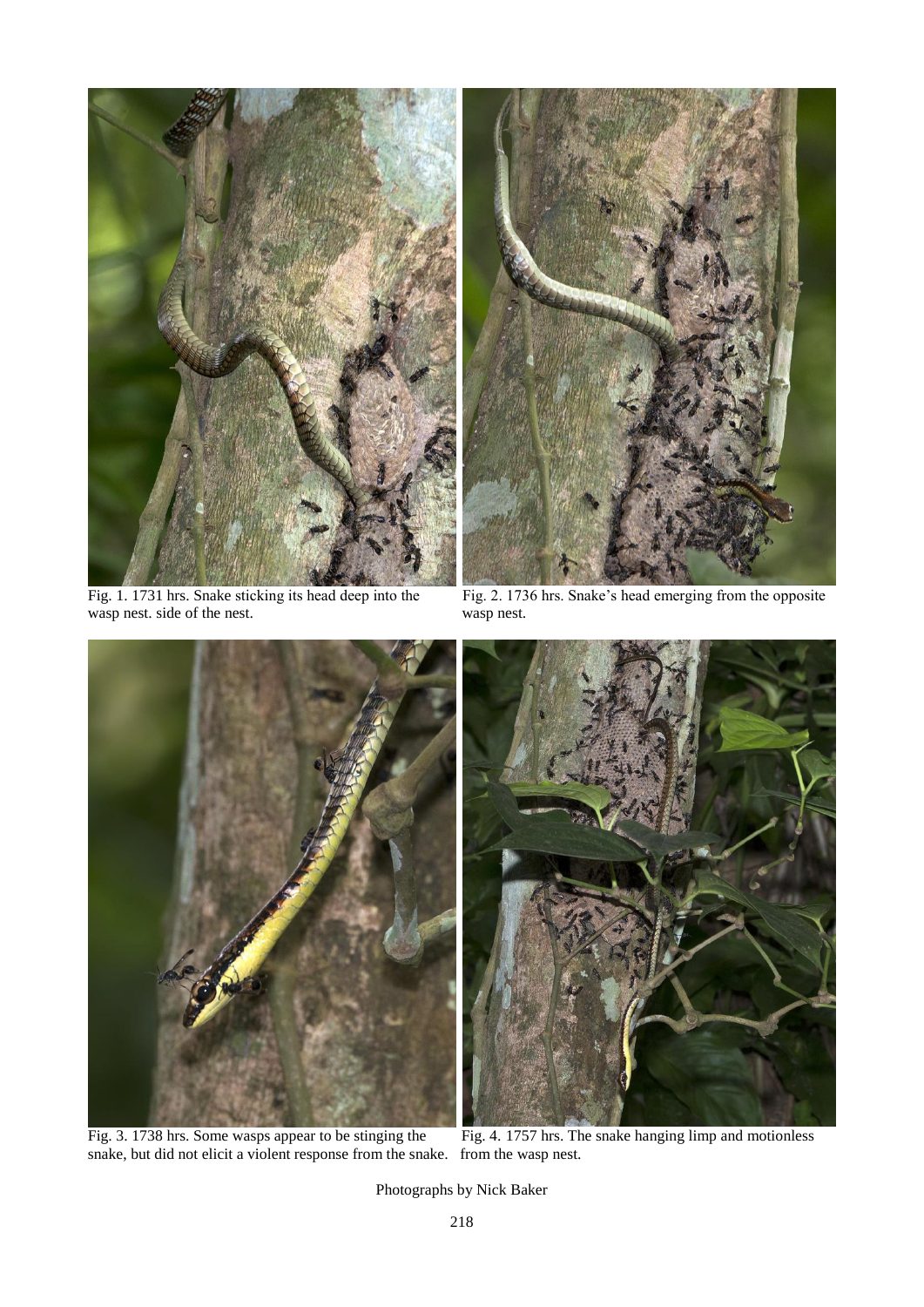Fig. 1. 1731 hrs. Snake sticking its head deep into the wasp nest.

Fig. 2. 1736 hrs. Snake's head emerging from the opposite side of the nest.

Fig. 3. 1738 hrs. Some wasps appear to be stinging the snake, but did not elicit a violent response from the snake.

Fig. 4. 1757 hrs. The snake hanging limp and motionless from the wasp nest.

Photographs by Nick Baker